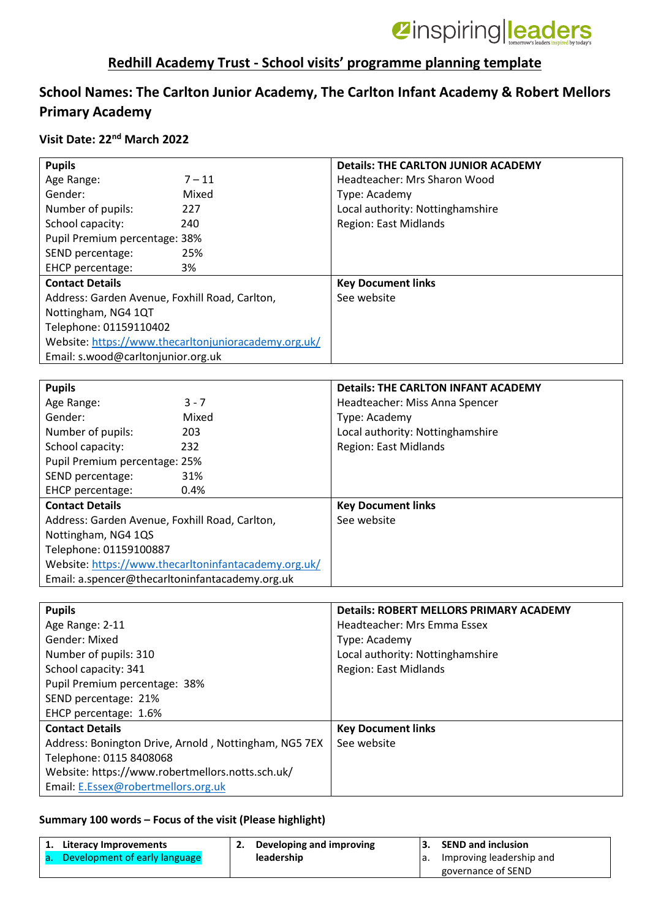# Redhill Academy Trust - School visits' programme planning template

## School Names: The Carlton Junior Academy, The Carlton Infant Academy & Robert Mellors Primary Academy

### Visit Date: 22nd March 2022

| **Pupils** | **Details: THE CARLTON JUNIOR ACADEMY** |
|---|---|
| Age Range: 7 – 11<br>Gender: Mixed<br>Number of pupils: 227<br>School capacity: 240<br>Pupil Premium percentage: 38%<br>SEND percentage: 25%<br>EHCP percentage: 3% | Headteacher: Mrs Sharon Wood<br>Type: Academy<br>Local authority: Nottinghamshire<br>Region: East Midlands |
| **Contact Details** | **Key Document links** |
| Address: Garden Avenue, Foxhill Road, Carlton, Nottingham, NG4 1QT<br>Telephone: 01159110402<br>Website: https://www.thecarltonjunioracademy.org.uk/<br>Email: s.wood@carltonjunior.org.uk | See website |

| **Pupils** | **Details: THE CARLTON INFANT ACADEMY** |
|---|---|
| Age Range: 3 - 7<br>Gender: Mixed<br>Number of pupils: 203<br>School capacity: 232<br>Pupil Premium percentage: 25%<br>SEND percentage: 31%<br>EHCP percentage: 0.4% | Headteacher: Miss Anna Spencer<br>Type: Academy<br>Local authority: Nottinghamshire<br>Region: East Midlands |
| **Contact Details** | **Key Document links** |
| Address: Garden Avenue, Foxhill Road, Carlton, Nottingham, NG4 1QS<br>Telephone: 01159100887<br>Website: https://www.thecarltoninfantacademy.org.uk/<br>Email: a.spencer@thecarltoninfantacademy.org.uk | See website |

| **Pupils** | **Details: ROBERT MELLORS PRIMARY ACADEMY** |
|---|---|
| Age Range: 2-11<br>Gender: Mixed<br>Number of pupils: 310<br>School capacity: 341<br>Pupil Premium percentage: 38%<br>SEND percentage: 21%<br>EHCP percentage: 1.6% | Headteacher: Mrs Emma Essex<br>Type: Academy<br>Local authority: Nottinghamshire<br>Region: East Midlands |
| **Contact Details** | **Key Document links** |
| Address: Bonington Drive, Arnold , Nottingham, NG5 7EX<br>Telephone: 0115 8408068<br>Website: https://www.robertmellors.notts.sch.uk/<br>Email: E.Essex@robertmellors.org.uk | See website |

### Summary 100 words – Focus of the visit (Please highlight)

| 1. **Literacy Improvements** | 2. **Developing and improving leadership** | 3. **SEND and inclusion** |
|---|---|---|
| a. Development of early language | | a. Improving leadership and governance of SEND |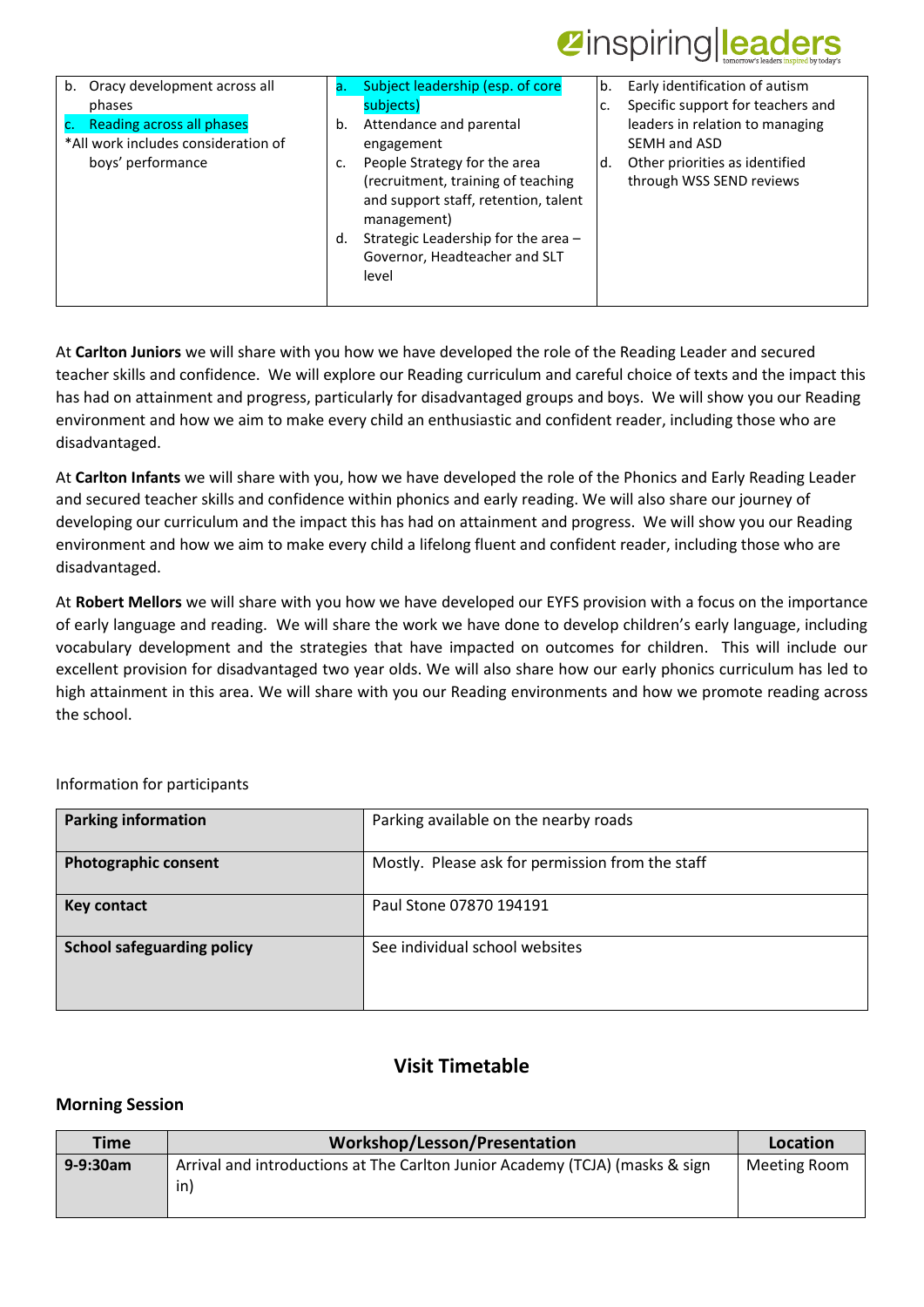| | | |
|---|---|---|
| b. Oracy development across all phases<br>c. Reading across all phases<br>*All work includes consideration of boys' performance | a. Subject leadership (esp. of core subjects)<br>b. Attendance and parental engagement<br>c. People Strategy for the area (recruitment, training of teaching and support staff, retention, talent management)<br>d. Strategic Leadership for the area – Governor, Headteacher and SLT level | b. Early identification of autism<br>c. Specific support for teachers and leaders in relation to managing SEMH and ASD<br>d. Other priorities as identified through WSS SEND reviews |

At **Carlton Juniors** we will share with you how we have developed the role of the Reading Leader and secured teacher skills and confidence. We will explore our Reading curriculum and careful choice of texts and the impact this has had on attainment and progress, particularly for disadvantaged groups and boys. We will show you our Reading environment and how we aim to make every child an enthusiastic and confident reader, including those who are disadvantaged.

At **Carlton Infants** we will share with you, how we have developed the role of the Phonics and Early Reading Leader and secured teacher skills and confidence within phonics and early reading. We will also share our journey of developing our curriculum and the impact this has had on attainment and progress. We will show you our Reading environment and how we aim to make every child a lifelong fluent and confident reader, including those who are disadvantaged.

At **Robert Mellors** we will share with you how we have developed our EYFS provision with a focus on the importance of early language and reading. We will share the work we have done to develop children's early language, including vocabulary development and the strategies that have impacted on outcomes for children. This will include our excellent provision for disadvantaged two year olds. We will also share how our early phonics curriculum has led to high attainment in this area. We will share with you our Reading environments and how we promote reading across the school.

Information for participants

| | |
|---|---|
| **Parking information** | Parking available on the nearby roads |
| **Photographic consent** | Mostly. Please ask for permission from the staff |
| **Key contact** | Paul Stone 07870 194191 |
| **School safeguarding policy** | See individual school websites |

## Visit Timetable

### Morning Session

| Time | Workshop/Lesson/Presentation | Location |
|---|---|---|
| **9-9:30am** | Arrival and introductions at The Carlton Junior Academy (TCJA) (masks & sign in) | Meeting Room |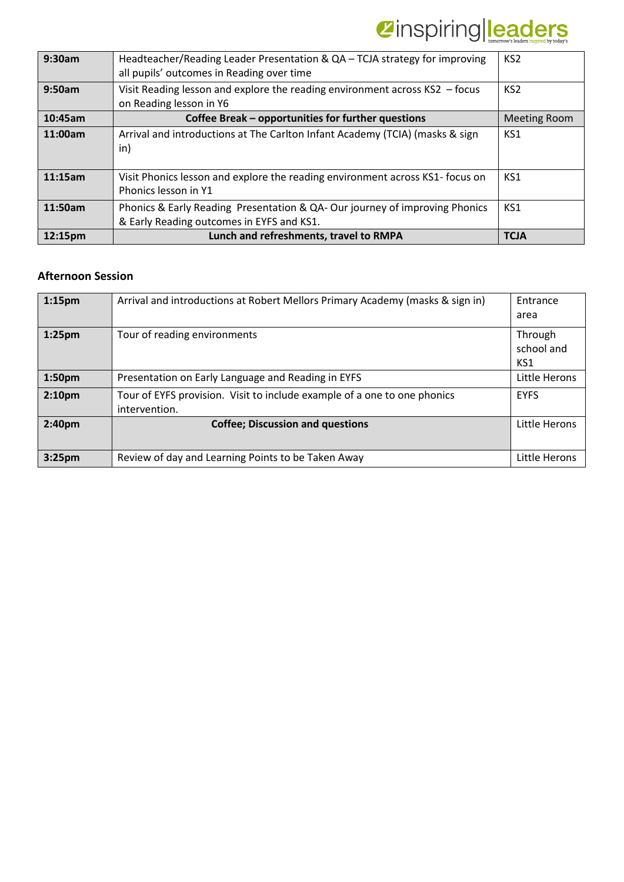| | | |
|---|---|---|
| **9:30am** | Headteacher/Reading Leader Presentation & QA – TCJA strategy for improving all pupils' outcomes in Reading over time | KS2 |
| **9:50am** | Visit Reading lesson and explore the reading environment across KS2 – focus on Reading lesson in Y6 | KS2 |
| **10:45am** | **Coffee Break – opportunities for further questions** | Meeting Room |
| **11:00am** | Arrival and introductions at The Carlton Infant Academy (TCIA) (masks & sign in) | KS1 |
| **11:15am** | Visit Phonics lesson and explore the reading environment across KS1- focus on Phonics lesson in Y1 | KS1 |
| **11:50am** | Phonics & Early Reading Presentation & QA- Our journey of improving Phonics & Early Reading outcomes in EYFS and KS1. | KS1 |
| **12:15pm** | **Lunch and refreshments, travel to RMPA** | **TCJA** |

### Afternoon Session

| | | |
|---|---|---|
| **1:15pm** | Arrival and introductions at Robert Mellors Primary Academy (masks & sign in) | Entrance area |
| **1:25pm** | Tour of reading environments | Through school and KS1 |
| **1:50pm** | Presentation on Early Language and Reading in EYFS | Little Herons |
| **2:10pm** | Tour of EYFS provision. Visit to include example of a one to one phonics intervention. | EYFS |
| **2:40pm** | **Coffee; Discussion and questions** | Little Herons |
| **3:25pm** | Review of day and Learning Points to be Taken Away | Little Herons |